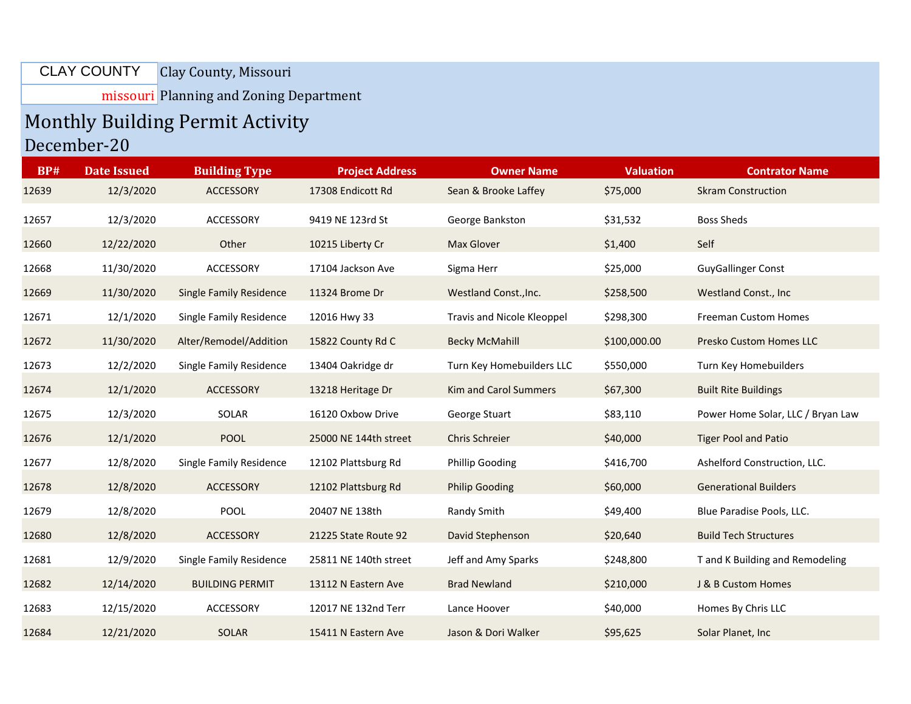CLAY COUNTY
missouri

Clay County, Missouri

Planning and Zoning Department

# Monthly Building Permit Activity

## December-20

| BP# | Date Issued | Building Type | Project Address | Owner Name | Valuation | Contrator Name |
|---|---|---|---|---|---|---|
| 12639 | 12/3/2020 | ACCESSORY | 17308 Endicott Rd | Sean & Brooke Laffey | $75,000 | Skram Construction |
| 12657 | 12/3/2020 | ACCESSORY | 9419 NE 123rd St | George Bankston | $31,532 | Boss Sheds |
| 12660 | 12/22/2020 | Other | 10215 Liberty Cr | Max Glover | $1,400 | Self |
| 12668 | 11/30/2020 | ACCESSORY | 17104 Jackson Ave | Sigma Herr | $25,000 | GuyGallinger Const |
| 12669 | 11/30/2020 | Single Family Residence | 11324 Brome Dr | Westland Const.,Inc. | $258,500 | Westland Const., Inc |
| 12671 | 12/1/2020 | Single Family Residence | 12016 Hwy 33 | Travis and Nicole Kleoppel | $298,300 | Freeman Custom Homes |
| 12672 | 11/30/2020 | Alter/Remodel/Addition | 15822 County Rd C | Becky McMahill | $100,000.00 | Presko Custom Homes LLC |
| 12673 | 12/2/2020 | Single Family Residence | 13404 Oakridge dr | Turn Key Homebuilders LLC | $550,000 | Turn Key Homebuilders |
| 12674 | 12/1/2020 | ACCESSORY | 13218 Heritage Dr | Kim and Carol Summers | $67,300 | Built Rite Buildings |
| 12675 | 12/3/2020 | SOLAR | 16120 Oxbow Drive | George Stuart | $83,110 | Power Home Solar, LLC / Bryan Law |
| 12676 | 12/1/2020 | POOL | 25000 NE 144th street | Chris Schreier | $40,000 | Tiger Pool and Patio |
| 12677 | 12/8/2020 | Single Family Residence | 12102 Plattsburg Rd | Phillip Gooding | $416,700 | Ashelford Construction, LLC. |
| 12678 | 12/8/2020 | ACCESSORY | 12102 Plattsburg Rd | Philip Gooding | $60,000 | Generational Builders |
| 12679 | 12/8/2020 | POOL | 20407 NE 138th | Randy Smith | $49,400 | Blue Paradise Pools, LLC. |
| 12680 | 12/8/2020 | ACCESSORY | 21225 State Route 92 | David Stephenson | $20,640 | Build Tech Structures |
| 12681 | 12/9/2020 | Single Family Residence | 25811 NE 140th street | Jeff and Amy Sparks | $248,800 | T and K Building and Remodeling |
| 12682 | 12/14/2020 | BUILDING PERMIT | 13112 N Eastern Ave | Brad Newland | $210,000 | J & B Custom Homes |
| 12683 | 12/15/2020 | ACCESSORY | 12017 NE 132nd Terr | Lance Hoover | $40,000 | Homes By Chris LLC |
| 12684 | 12/21/2020 | SOLAR | 15411 N Eastern Ave | Jason & Dori Walker | $95,625 | Solar Planet, Inc |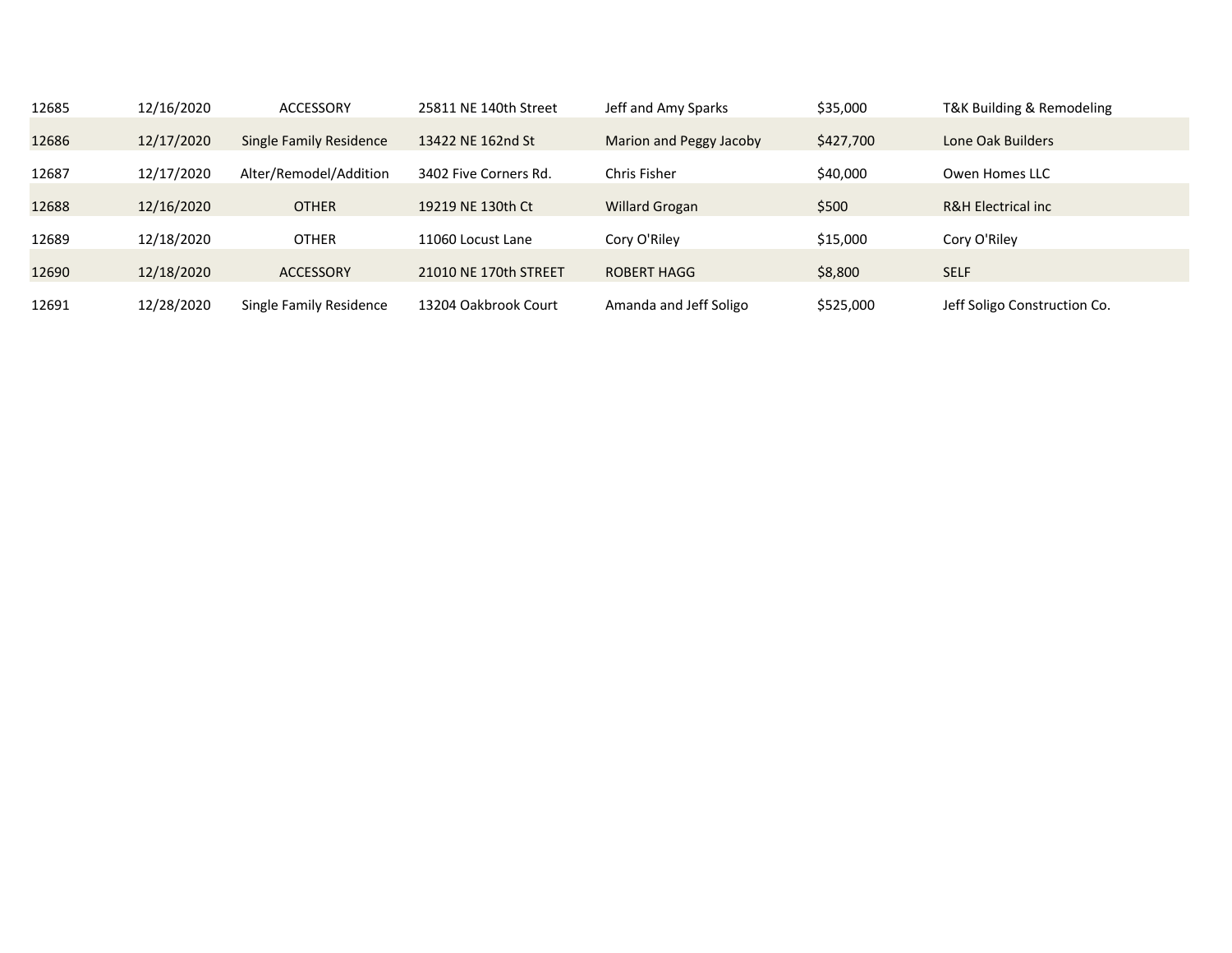| | | | | | | |
|---|---|---|---|---|---|---|
| 12685 | 12/16/2020 | ACCESSORY | 25811 NE 140th Street | Jeff and Amy Sparks | $35,000 | T&K Building & Remodeling |
| 12686 | 12/17/2020 | Single Family Residence | 13422 NE 162nd St | Marion and Peggy Jacoby | $427,700 | Lone Oak Builders |
| 12687 | 12/17/2020 | Alter/Remodel/Addition | 3402 Five Corners Rd. | Chris Fisher | $40,000 | Owen Homes LLC |
| 12688 | 12/16/2020 | OTHER | 19219 NE 130th Ct | Willard Grogan | $500 | R&H Electrical inc |
| 12689 | 12/18/2020 | OTHER | 11060 Locust Lane | Cory O'Riley | $15,000 | Cory O'Riley |
| 12690 | 12/18/2020 | ACCESSORY | 21010 NE 170th STREET | ROBERT HAGG | $8,800 | SELF |
| 12691 | 12/28/2020 | Single Family Residence | 13204 Oakbrook Court | Amanda and Jeff Soligo | $525,000 | Jeff Soligo Construction Co. |